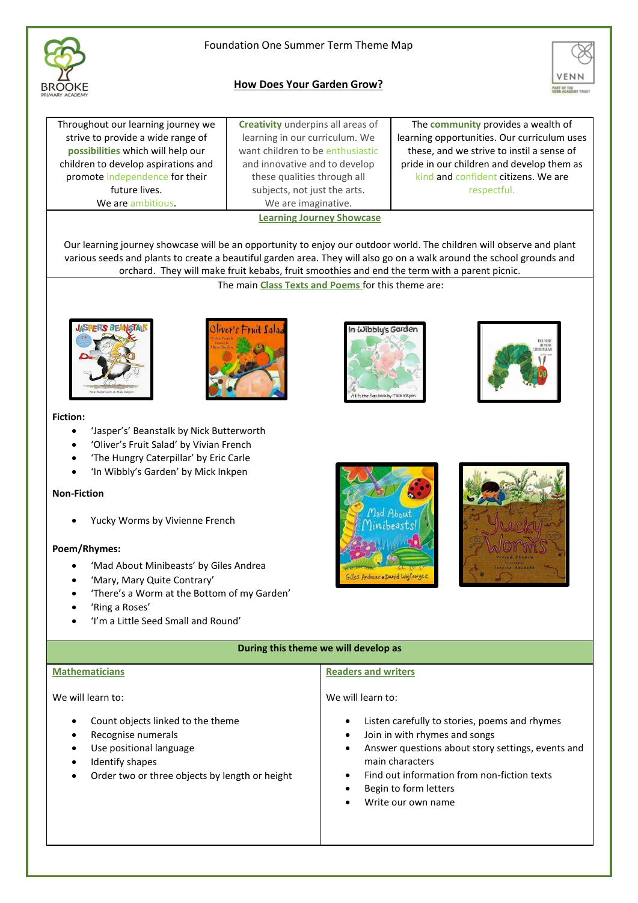Foundation One Summer Term Theme Map

# How Does Your Garden Grow?

| | | |
|---|---|---|
| Throughout our learning journey we strive to provide a wide range of **possibilities** which will help our children to develop aspirations and promote independence for their future lives. We are ambitious. | **Creativity** underpins all areas of learning in our curriculum. We want children to be enthusiastic and innovative and to develop these qualities through all subjects, not just the arts. We are imaginative. | The **community** provides a wealth of learning opportunities. Our curriculum uses these, and we strive to instil a sense of pride in our children and develop them as kind and confident citizens. We are respectful. |

## Learning Journey Showcase

Our learning journey showcase will be an opportunity to enjoy our outdoor world. The children will observe and plant various seeds and plants to create a beautiful garden area. They will also go on a walk around the school grounds and orchard. They will make fruit kebabs, fruit smoothies and end the term with a parent picnic.

The main **Class Texts and Poems** for this theme are:

**Fiction:**

- 'Jasper's' Beanstalk by Nick Butterworth
- 'Oliver's Fruit Salad' by Vivian French
- 'The Hungry Caterpillar' by Eric Carle
- 'In Wibbly's Garden' by Mick Inkpen

**Non-Fiction**

- Yucky Worms by Vivienne French

**Poem/Rhymes:**

- 'Mad About Minibeasts' by Giles Andrea
- 'Mary, Mary Quite Contrary'
- 'There's a Worm at the Bottom of my Garden'
- 'Ring a Roses'
- 'I'm a Little Seed Small and Round'

## During this theme we will develop as

### Mathematicians

We will learn to:

- Count objects linked to the theme
- Recognise numerals
- Use positional language
- Identify shapes
- Order two or three objects by length or height

### Readers and writers

We will learn to:

- Listen carefully to stories, poems and rhymes
- Join in with rhymes and songs
- Answer questions about story settings, events and main characters
- Find out information from non-fiction texts
- Begin to form letters
- Write our own name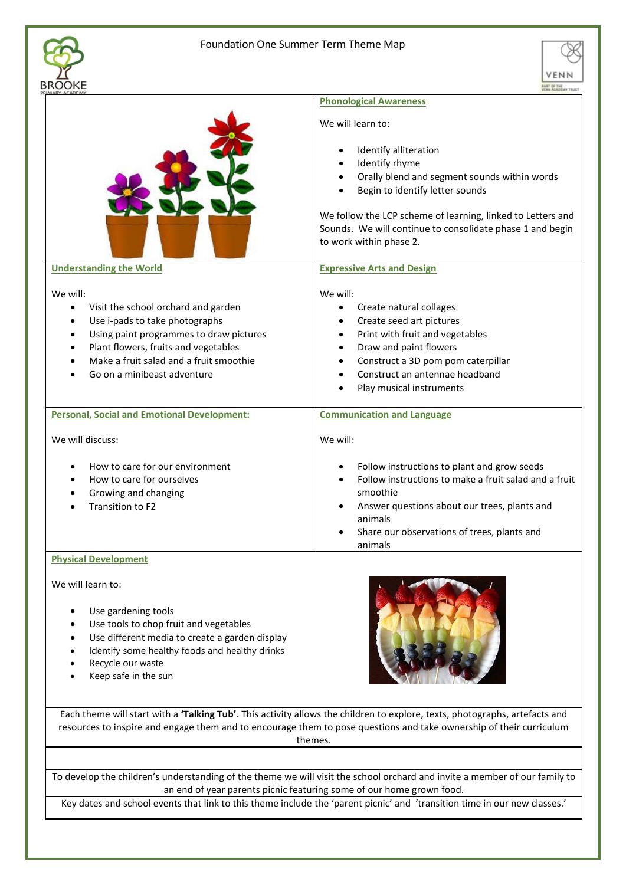# Foundation One Summer Term Theme Map

## Phonological Awareness

We will learn to:

- Identify alliteration
- Identify rhyme
- Orally blend and segment sounds within words
- Begin to identify letter sounds

We follow the LCP scheme of learning, linked to Letters and Sounds. We will continue to consolidate phase 1 and begin to work within phase 2.

## Understanding the World

We will:

- Visit the school orchard and garden
- Use i-pads to take photographs
- Using paint programmes to draw pictures
- Plant flowers, fruits and vegetables
- Make a fruit salad and a fruit smoothie
- Go on a minibeast adventure

## Expressive Arts and Design

We will:

- Create natural collages
- Create seed art pictures
- Print with fruit and vegetables
- Draw and paint flowers
- Construct a 3D pom pom caterpillar
- Construct an antennae headband
- Play musical instruments

## Personal, Social and Emotional Development:

We will discuss:

- How to care for our environment
- How to care for ourselves
- Growing and changing
- Transition to F2

## Communication and Language

We will:

- Follow instructions to plant and grow seeds
- Follow instructions to make a fruit salad and a fruit smoothie
- Answer questions about our trees, plants and animals
- Share our observations of trees, plants and animals

## Physical Development

We will learn to:

- Use gardening tools
- Use tools to chop fruit and vegetables
- Use different media to create a garden display
- Identify some healthy foods and healthy drinks
- Recycle our waste
- Keep safe in the sun

Each theme will start with a **'Talking Tub'**. This activity allows the children to explore, texts, photographs, artefacts and resources to inspire and engage them and to encourage them to pose questions and take ownership of their curriculum themes.

To develop the children's understanding of the theme we will visit the school orchard and invite a member of our family to an end of year parents picnic featuring some of our home grown food.

Key dates and school events that link to this theme include the 'parent picnic' and 'transition time in our new classes.'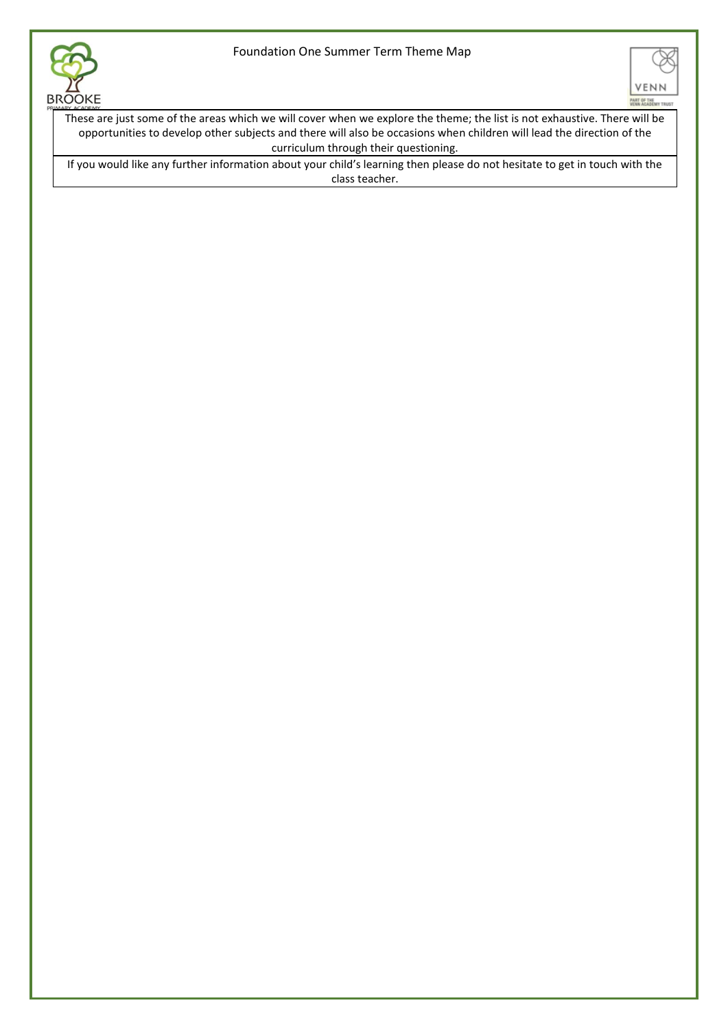Foundation One Summer Term Theme Map

These are just some of the areas which we will cover when we explore the theme; the list is not exhaustive. There will be opportunities to develop other subjects and there will also be occasions when children will lead the direction of the curriculum through their questioning.

If you would like any further information about your child's learning then please do not hesitate to get in touch with the class teacher.